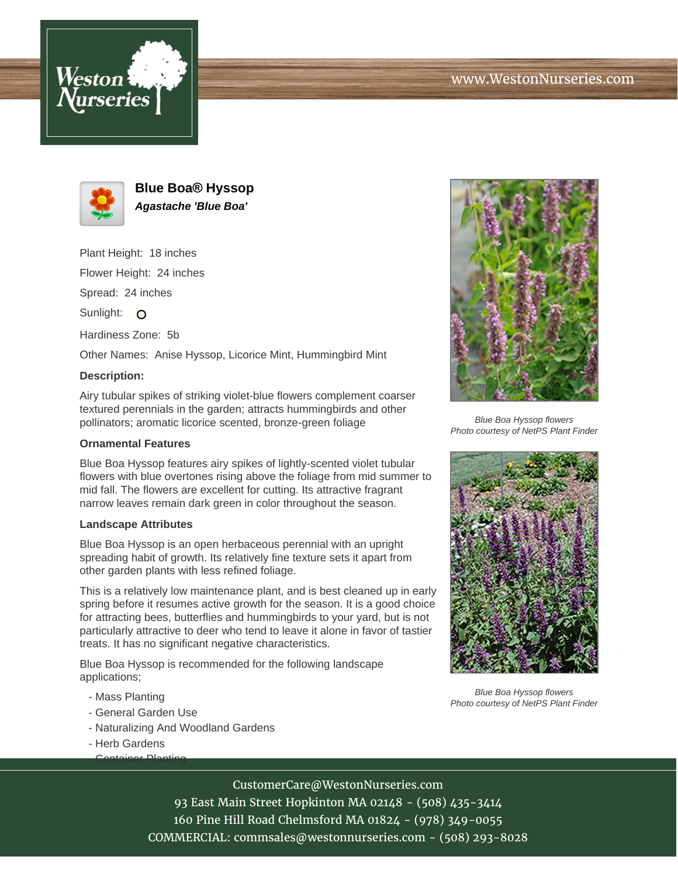# Blue Boa® Hyssop

***Agastache 'Blue Boa'***

Plant Height: 18 inches

Flower Height: 24 inches

Spread: 24 inches

Sunlight:

Hardiness Zone: 5b

Other Names: Anise Hyssop, Licorice Mint, Hummingbird Mint

**Description:**

Airy tubular spikes of striking violet-blue flowers complement coarser textured perennials in the garden; attracts hummingbirds and other pollinators; aromatic licorice scented, bronze-green foliage

### Ornamental Features

Blue Boa Hyssop features airy spikes of lightly-scented violet tubular flowers with blue overtones rising above the foliage from mid summer to mid fall. The flowers are excellent for cutting. Its attractive fragrant narrow leaves remain dark green in color throughout the season.

### Landscape Attributes

Blue Boa Hyssop is an open herbaceous perennial with an upright spreading habit of growth. Its relatively fine texture sets it apart from other garden plants with less refined foliage.

This is a relatively low maintenance plant, and is best cleaned up in early spring before it resumes active growth for the season. It is a good choice for attracting bees, butterflies and hummingbirds to your yard, but is not particularly attractive to deer who tend to leave it alone in favor of tastier treats. It has no significant negative characteristics.

Blue Boa Hyssop is recommended for the following landscape applications;

- Mass Planting
- General Garden Use
- Naturalizing And Woodland Gardens
- Herb Gardens
- Container Planting

*Blue Boa Hyssop flowers*
*Photo courtesy of NetPS Plant Finder*

*Blue Boa Hyssop flowers*
*Photo courtesy of NetPS Plant Finder*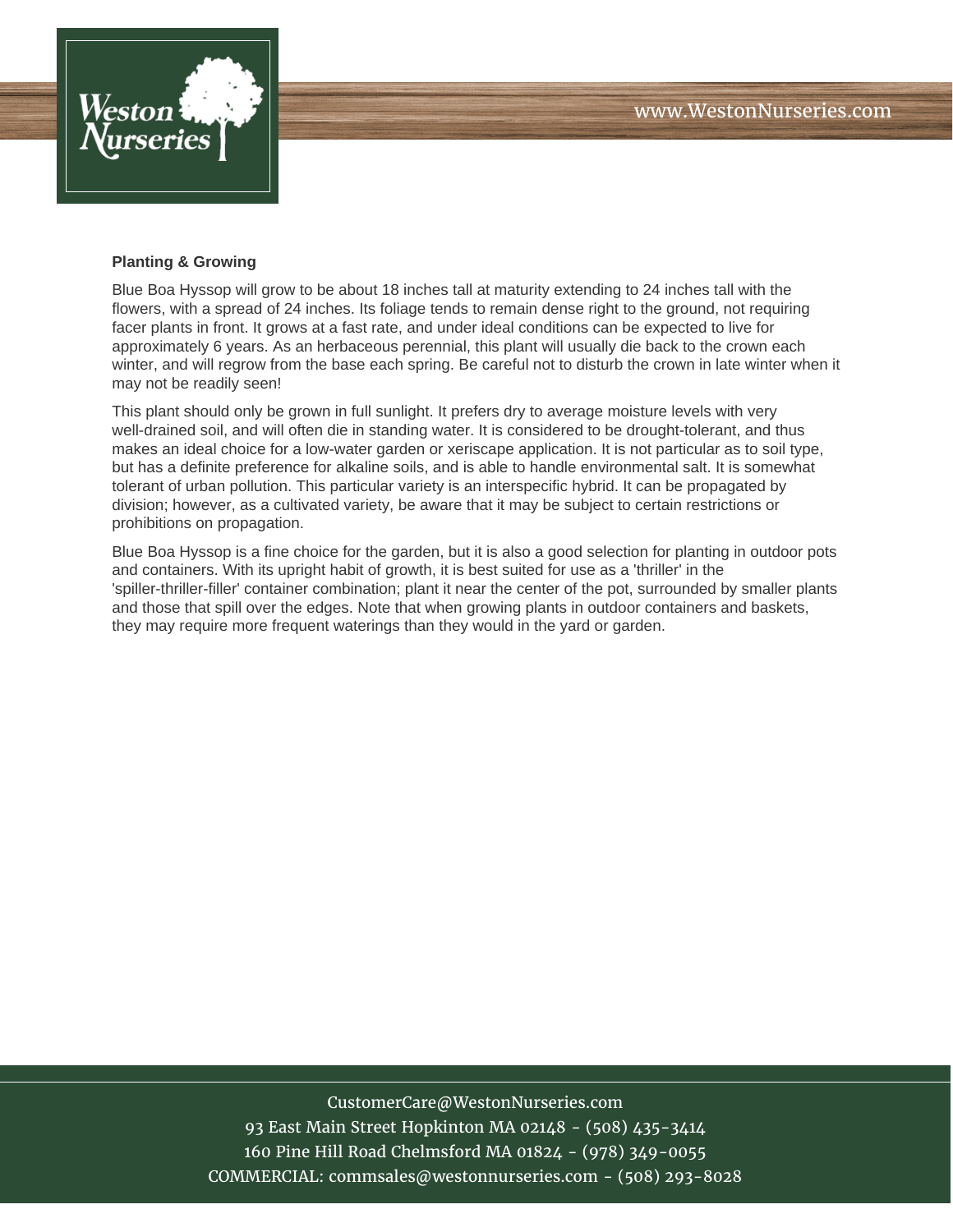### Planting & Growing

Blue Boa Hyssop will grow to be about 18 inches tall at maturity extending to 24 inches tall with the flowers, with a spread of 24 inches. Its foliage tends to remain dense right to the ground, not requiring facer plants in front. It grows at a fast rate, and under ideal conditions can be expected to live for approximately 6 years. As an herbaceous perennial, this plant will usually die back to the crown each winter, and will regrow from the base each spring. Be careful not to disturb the crown in late winter when it may not be readily seen!

This plant should only be grown in full sunlight. It prefers dry to average moisture levels with very well-drained soil, and will often die in standing water. It is considered to be drought-tolerant, and thus makes an ideal choice for a low-water garden or xeriscape application. It is not particular as to soil type, but has a definite preference for alkaline soils, and is able to handle environmental salt. It is somewhat tolerant of urban pollution. This particular variety is an interspecific hybrid. It can be propagated by division; however, as a cultivated variety, be aware that it may be subject to certain restrictions or prohibitions on propagation.

Blue Boa Hyssop is a fine choice for the garden, but it is also a good selection for planting in outdoor pots and containers. With its upright habit of growth, it is best suited for use as a 'thriller' in the 'spiller-thriller-filler' container combination; plant it near the center of the pot, surrounded by smaller plants and those that spill over the edges. Note that when growing plants in outdoor containers and baskets, they may require more frequent waterings than they would in the yard or garden.